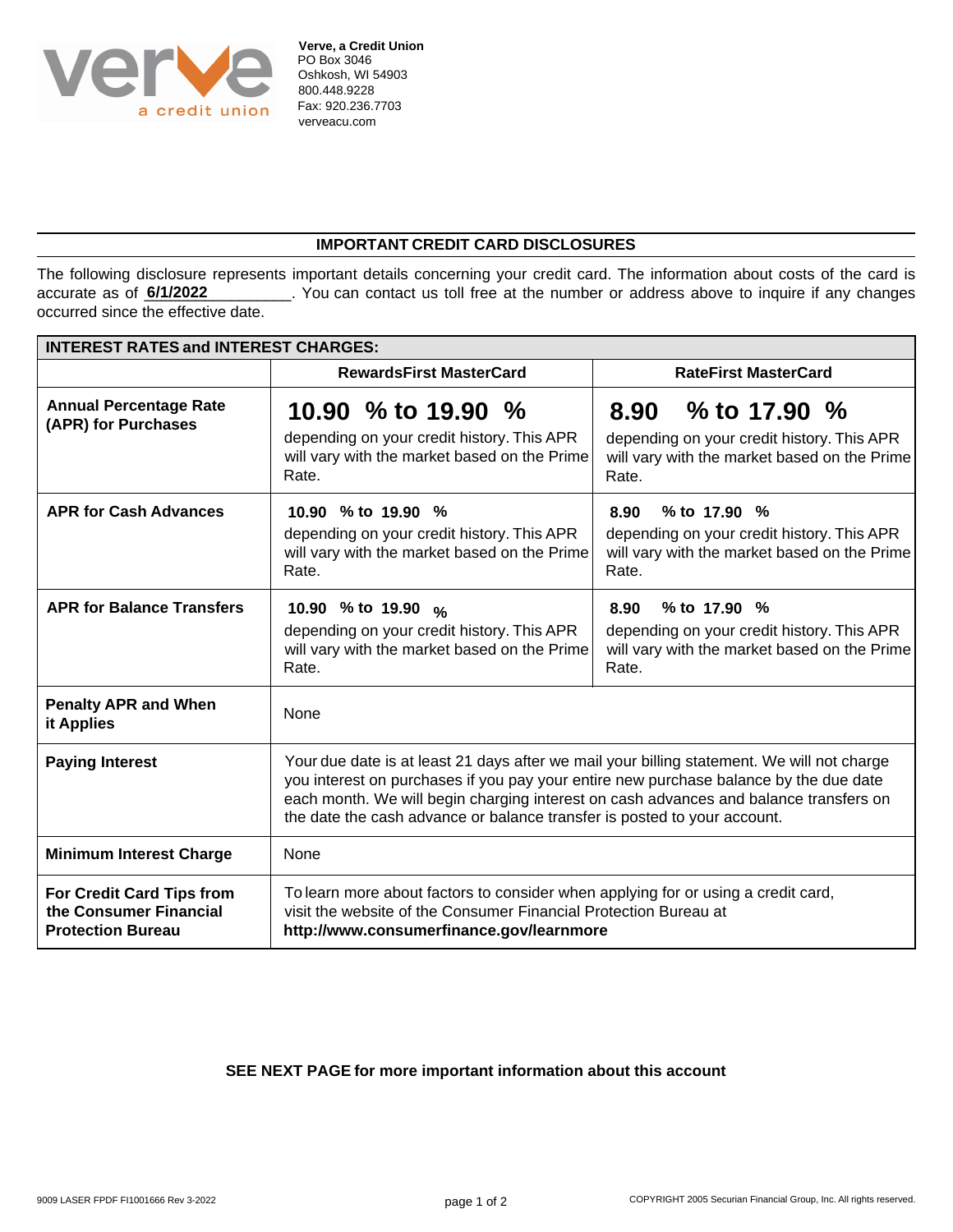**Verve, a Credit Union**
PO Box 3046
Oshkosh, WI 54903
800.448.9228
Fax: 920.236.7703
verveacu.com

## IMPORTANT CREDIT CARD DISCLOSURES

The following disclosure represents important details concerning your credit card. The information about costs of the card is accurate as of **6/1/2022**. You can contact us toll free at the number or address above to inquire if any changes occurred since the effective date.

| INTEREST RATES and INTEREST CHARGES: | | |
|---|---|---|
| | **RewardsFirst MasterCard** | **RateFirst MasterCard** |
| **Annual Percentage Rate (APR) for Purchases** | **10.90 % to 19.90 %** depending on your credit history. This APR will vary with the market based on the Prime Rate. | **8.90 % to 17.90 %** depending on your credit history. This APR will vary with the market based on the Prime Rate. |
| **APR for Cash Advances** | **10.90 % to 19.90 %** depending on your credit history. This APR will vary with the market based on the Prime Rate. | **8.90 % to 17.90 %** depending on your credit history. This APR will vary with the market based on the Prime Rate. |
| **APR for Balance Transfers** | **10.90 % to 19.90 %** depending on your credit history. This APR will vary with the market based on the Prime Rate. | **8.90 % to 17.90 %** depending on your credit history. This APR will vary with the market based on the Prime Rate. |
| **Penalty APR and When it Applies** | None | |
| **Paying Interest** | Your due date is at least 21 days after we mail your billing statement. We will not charge you interest on purchases if you pay your entire new purchase balance by the due date each month. We will begin charging interest on cash advances and balance transfers on the date the cash advance or balance transfer is posted to your account. | |
| **Minimum Interest Charge** | None | |
| **For Credit Card Tips from the Consumer Financial Protection Bureau** | To learn more about factors to consider when applying for or using a credit card, visit the website of the Consumer Financial Protection Bureau at **http://www.consumerfinance.gov/learnmore** | |

**SEE NEXT PAGE for more important information about this account**

9009 LASER FPDF FI1001666 Rev 3-2022

COPYRIGHT 2005 Securian Financial Group, Inc. All rights reserved.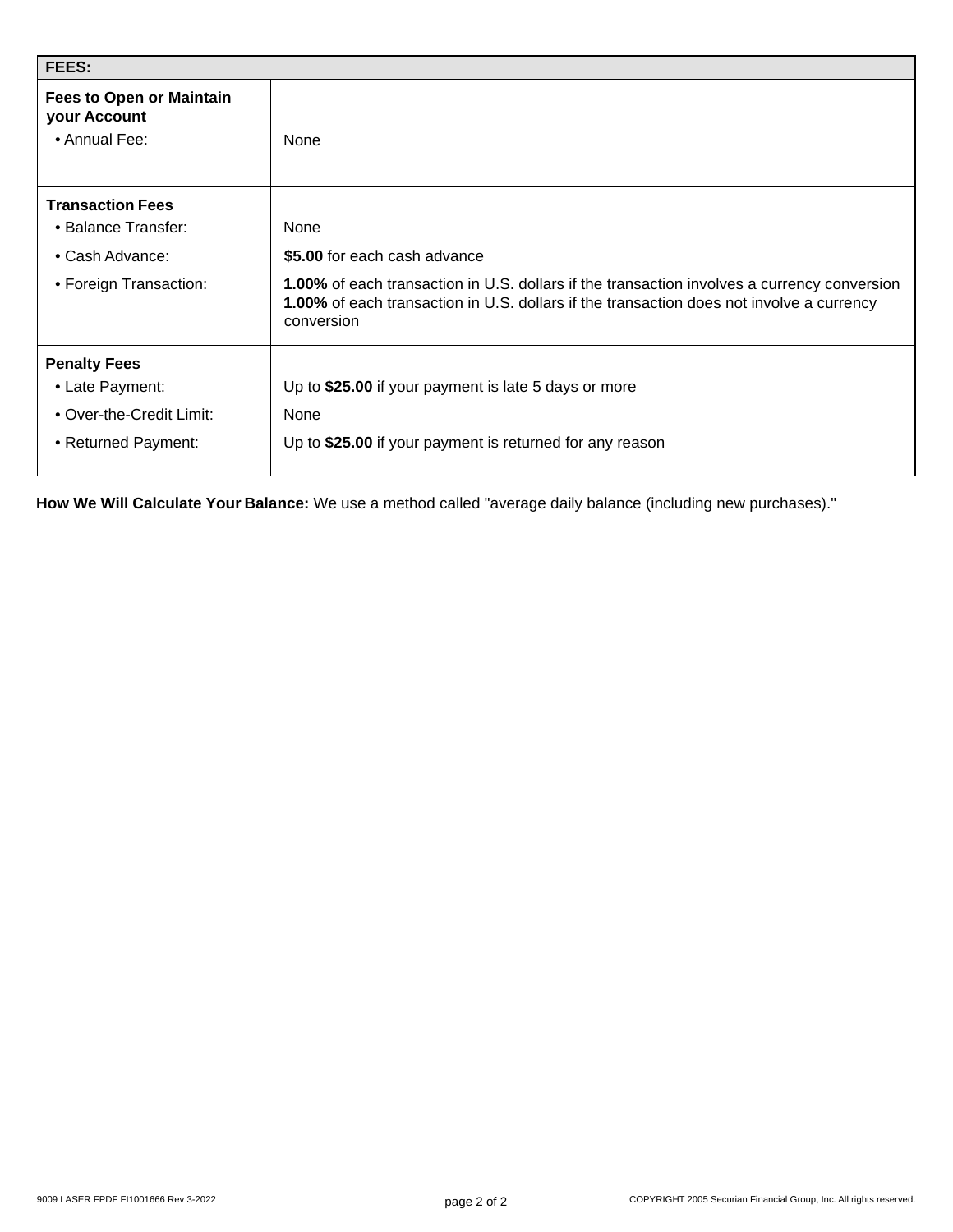| FEES: | |
|---|---|
| **Fees to Open or Maintain your Account** | |
| • Annual Fee: | None |
| **Transaction Fees** | |
| • Balance Transfer: | None |
| • Cash Advance: | **$5.00** for each cash advance |
| • Foreign Transaction: | **1.00%** of each transaction in U.S. dollars if the transaction involves a currency conversion<br>**1.00%** of each transaction in U.S. dollars if the transaction does not involve a currency conversion |
| **Penalty Fees** | |
| • Late Payment: | Up to **$25.00** if your payment is late 5 days or more |
| • Over-the-Credit Limit: | None |
| • Returned Payment: | Up to **$25.00** if your payment is returned for any reason |

**How We Will Calculate Your Balance:** We use a method called "average daily balance (including new purchases)."

9009 LASER FPDF FI1001666 Rev 3-2022

COPYRIGHT 2005 Securian Financial Group, Inc. All rights reserved.